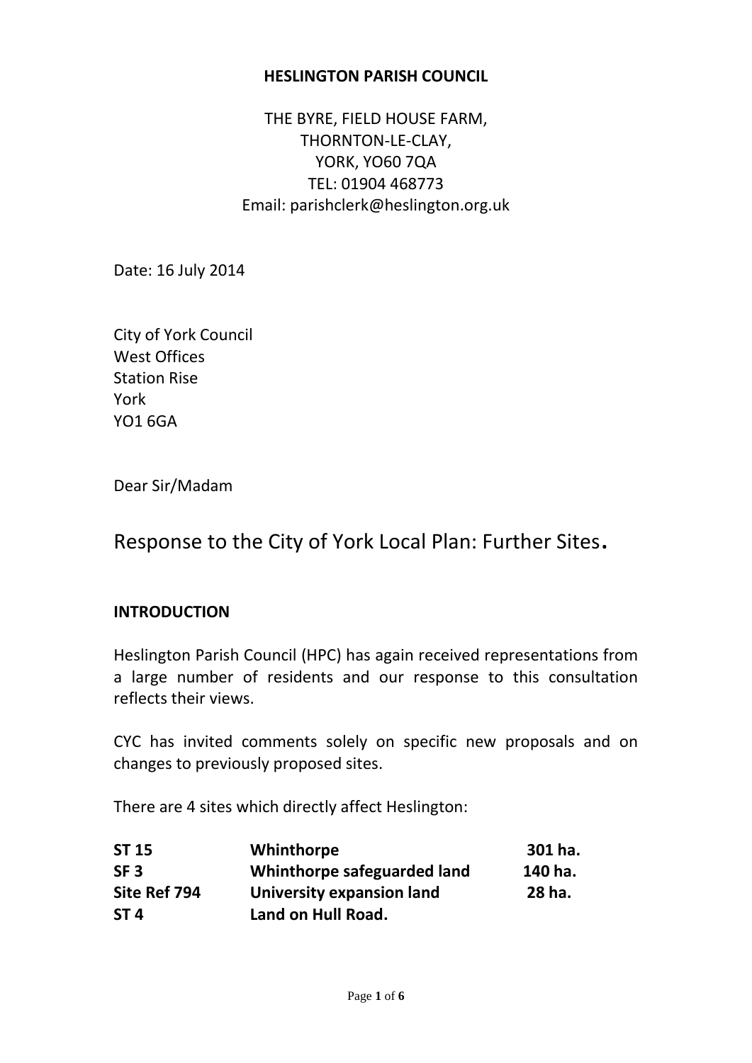**HESLINGTON PARISH COUNCIL**

THE BYRE, FIELD HOUSE FARM,
THORNTON-LE-CLAY,
YORK, YO60 7QA
TEL: 01904 468773
Email: parishclerk@heslington.org.uk

Date: 16 July 2014

City of York Council
West Offices
Station Rise
York
YO1 6GA

Dear Sir/Madam

# Response to the City of York Local Plan: Further Sites.

**INTRODUCTION**

Heslington Parish Council (HPC) has again received representations from a large number of residents and our response to this consultation reflects their views.

CYC has invited comments solely on specific new proposals and on changes to previously proposed sites.

There are 4 sites which directly affect Heslington:

| | | |
|---|---|---|
| **ST 15** | **Whinthorpe** | **301 ha.** |
| **SF 3** | **Whinthorpe safeguarded land** | **140 ha.** |
| **Site Ref 794** | **University expansion land** | **28 ha.** |
| **ST 4** | **Land on Hull Road.** | |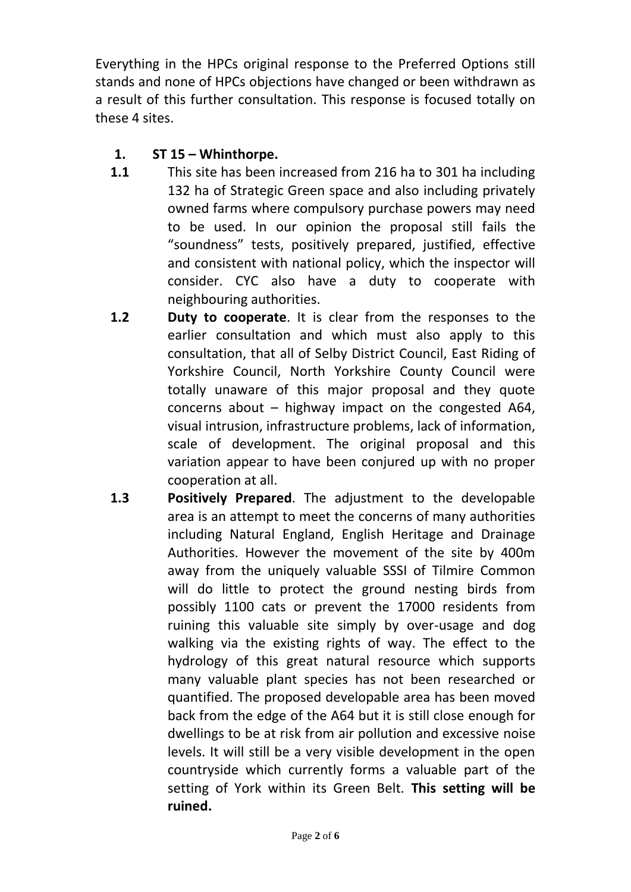Everything in the HPCs original response to the Preferred Options still stands and none of HPCs objections have changed or been withdrawn as a result of this further consultation. This response is focused totally on these 4 sites.

**1. ST 15 – Whinthorpe.**

**1.1** This site has been increased from 216 ha to 301 ha including 132 ha of Strategic Green space and also including privately owned farms where compulsory purchase powers may need to be used. In our opinion the proposal still fails the "soundness" tests, positively prepared, justified, effective and consistent with national policy, which the inspector will consider. CYC also have a duty to cooperate with neighbouring authorities.

**1.2** **Duty to cooperate**. It is clear from the responses to the earlier consultation and which must also apply to this consultation, that all of Selby District Council, East Riding of Yorkshire Council, North Yorkshire County Council were totally unaware of this major proposal and they quote concerns about – highway impact on the congested A64, visual intrusion, infrastructure problems, lack of information, scale of development. The original proposal and this variation appear to have been conjured up with no proper cooperation at all.

**1.3** **Positively Prepared**. The adjustment to the developable area is an attempt to meet the concerns of many authorities including Natural England, English Heritage and Drainage Authorities. However the movement of the site by 400m away from the uniquely valuable SSSI of Tilmire Common will do little to protect the ground nesting birds from possibly 1100 cats or prevent the 17000 residents from ruining this valuable site simply by over-usage and dog walking via the existing rights of way. The effect to the hydrology of this great natural resource which supports many valuable plant species has not been researched or quantified. The proposed developable area has been moved back from the edge of the A64 but it is still close enough for dwellings to be at risk from air pollution and excessive noise levels. It will still be a very visible development in the open countryside which currently forms a valuable part of the setting of York within its Green Belt. **This setting will be ruined.**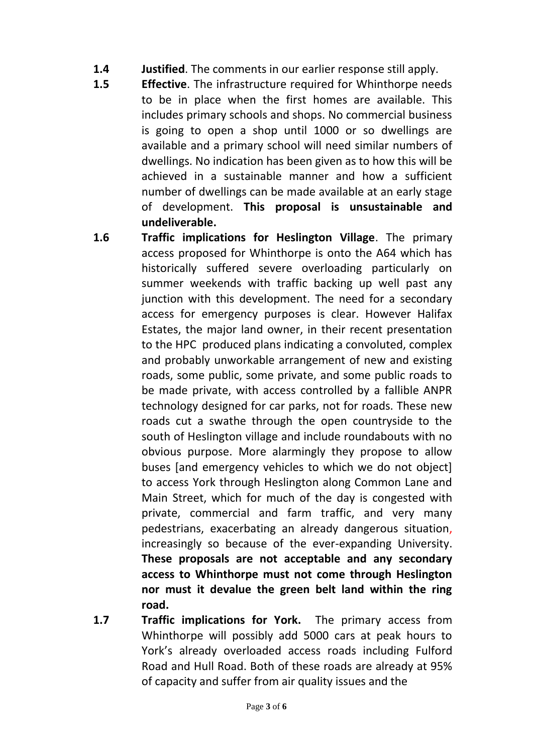**1.4** **Justified**. The comments in our earlier response still apply.

**1.5** **Effective**. The infrastructure required for Whinthorpe needs to be in place when the first homes are available. This includes primary schools and shops. No commercial business is going to open a shop until 1000 or so dwellings are available and a primary school will need similar numbers of dwellings. No indication has been given as to how this will be achieved in a sustainable manner and how a sufficient number of dwellings can be made available at an early stage of development. **This proposal is unsustainable and undeliverable.**

**1.6** **Traffic implications for Heslington Village**. The primary access proposed for Whinthorpe is onto the A64 which has historically suffered severe overloading particularly on summer weekends with traffic backing up well past any junction with this development. The need for a secondary access for emergency purposes is clear. However Halifax Estates, the major land owner, in their recent presentation to the HPC produced plans indicating a convoluted, complex and probably unworkable arrangement of new and existing roads, some public, some private, and some public roads to be made private, with access controlled by a fallible ANPR technology designed for car parks, not for roads. These new roads cut a swathe through the open countryside to the south of Heslington village and include roundabouts with no obvious purpose. More alarmingly they propose to allow buses [and emergency vehicles to which we do not object] to access York through Heslington along Common Lane and Main Street, which for much of the day is congested with private, commercial and farm traffic, and very many pedestrians, exacerbating an already dangerous situation, increasingly so because of the ever-expanding University. **These proposals are not acceptable and any secondary access to Whinthorpe must not come through Heslington nor must it devalue the green belt land within the ring road.**

**1.7** **Traffic implications for York.** The primary access from Whinthorpe will possibly add 5000 cars at peak hours to York's already overloaded access roads including Fulford Road and Hull Road. Both of these roads are already at 95% of capacity and suffer from air quality issues and the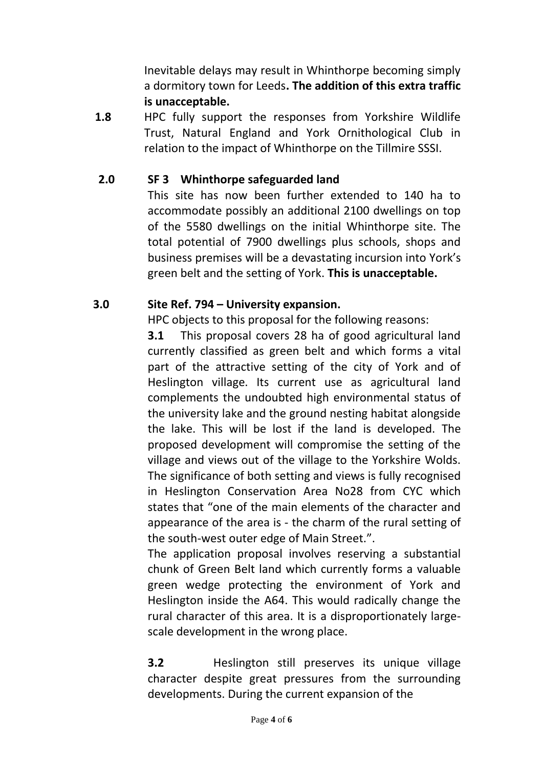Inevitable delays may result in Whinthorpe becoming simply a dormitory town for Leeds**. The addition of this extra traffic is unacceptable.**

**1.8** HPC fully support the responses from Yorkshire Wildlife Trust, Natural England and York Ornithological Club in relation to the impact of Whinthorpe on the Tillmire SSSI.

## 2.0 SF 3 Whinthorpe safeguarded land

This site has now been further extended to 140 ha to accommodate possibly an additional 2100 dwellings on top of the 5580 dwellings on the initial Whinthorpe site. The total potential of 7900 dwellings plus schools, shops and business premises will be a devastating incursion into York's green belt and the setting of York. **This is unacceptable.**

## 3.0 Site Ref. 794 – University expansion.

HPC objects to this proposal for the following reasons:

**3.1** This proposal covers 28 ha of good agricultural land currently classified as green belt and which forms a vital part of the attractive setting of the city of York and of Heslington village. Its current use as agricultural land complements the undoubted high environmental status of the university lake and the ground nesting habitat alongside the lake. This will be lost if the land is developed. The proposed development will compromise the setting of the village and views out of the village to the Yorkshire Wolds. The significance of both setting and views is fully recognised in Heslington Conservation Area No28 from CYC which states that "one of the main elements of the character and appearance of the area is - the charm of the rural setting of the south-west outer edge of Main Street.".

The application proposal involves reserving a substantial chunk of Green Belt land which currently forms a valuable green wedge protecting the environment of York and Heslington inside the A64. This would radically change the rural character of this area. It is a disproportionately large-scale development in the wrong place.

**3.2** Heslington still preserves its unique village character despite great pressures from the surrounding developments. During the current expansion of the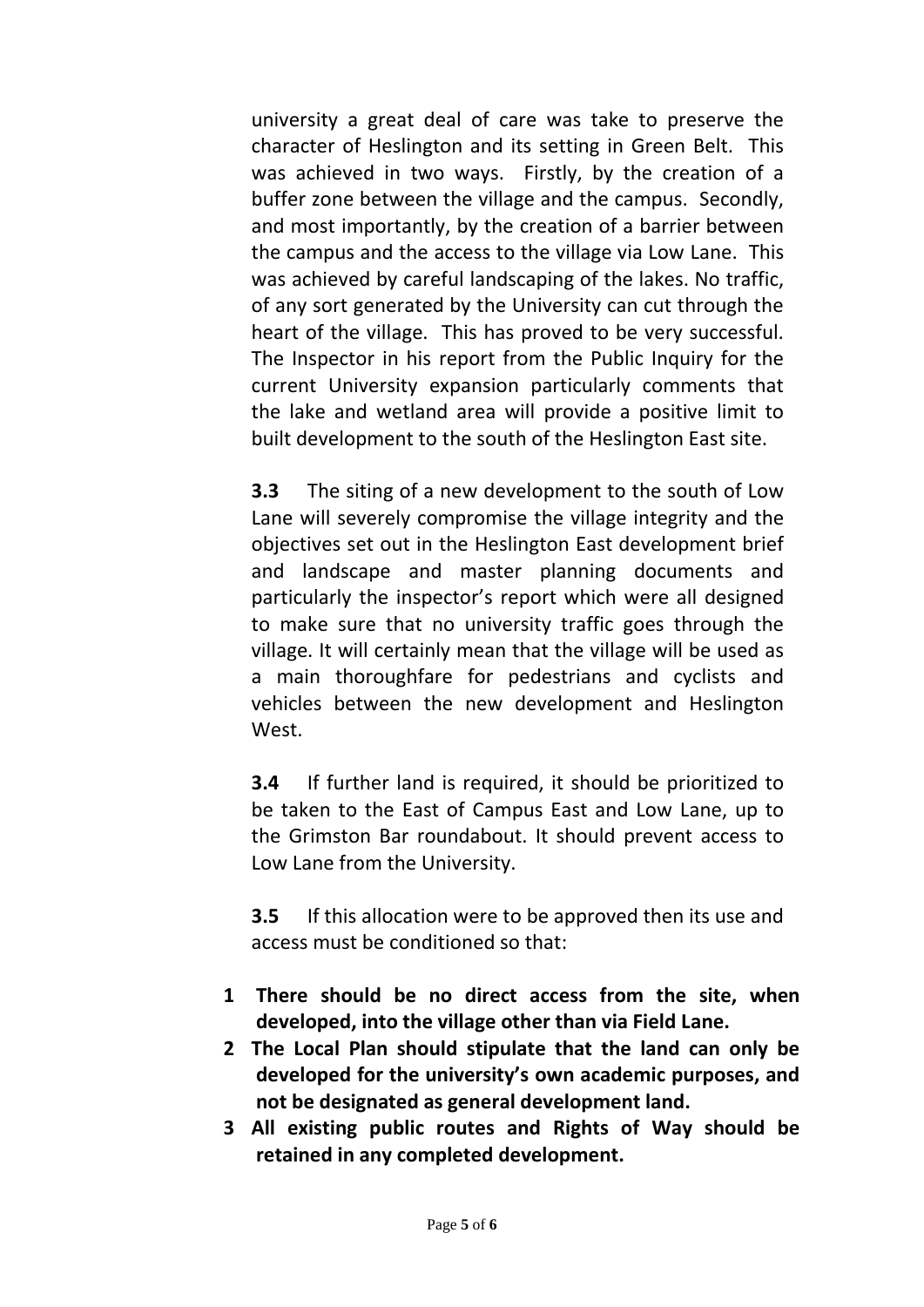university a great deal of care was take to preserve the character of Heslington and its setting in Green Belt. This was achieved in two ways. Firstly, by the creation of a buffer zone between the village and the campus. Secondly, and most importantly, by the creation of a barrier between the campus and the access to the village via Low Lane. This was achieved by careful landscaping of the lakes. No traffic, of any sort generated by the University can cut through the heart of the village. This has proved to be very successful. The Inspector in his report from the Public Inquiry for the current University expansion particularly comments that the lake and wetland area will provide a positive limit to built development to the south of the Heslington East site.

**3.3** The siting of a new development to the south of Low Lane will severely compromise the village integrity and the objectives set out in the Heslington East development brief and landscape and master planning documents and particularly the inspector's report which were all designed to make sure that no university traffic goes through the village. It will certainly mean that the village will be used as a main thoroughfare for pedestrians and cyclists and vehicles between the new development and Heslington West.

**3.4** If further land is required, it should be prioritized to be taken to the East of Campus East and Low Lane, up to the Grimston Bar roundabout. It should prevent access to Low Lane from the University.

**3.5** If this allocation were to be approved then its use and access must be conditioned so that:

1. **There should be no direct access from the site, when developed, into the village other than via Field Lane.**
2. **The Local Plan should stipulate that the land can only be developed for the university's own academic purposes, and not be designated as general development land.**
3. **All existing public routes and Rights of Way should be retained in any completed development.**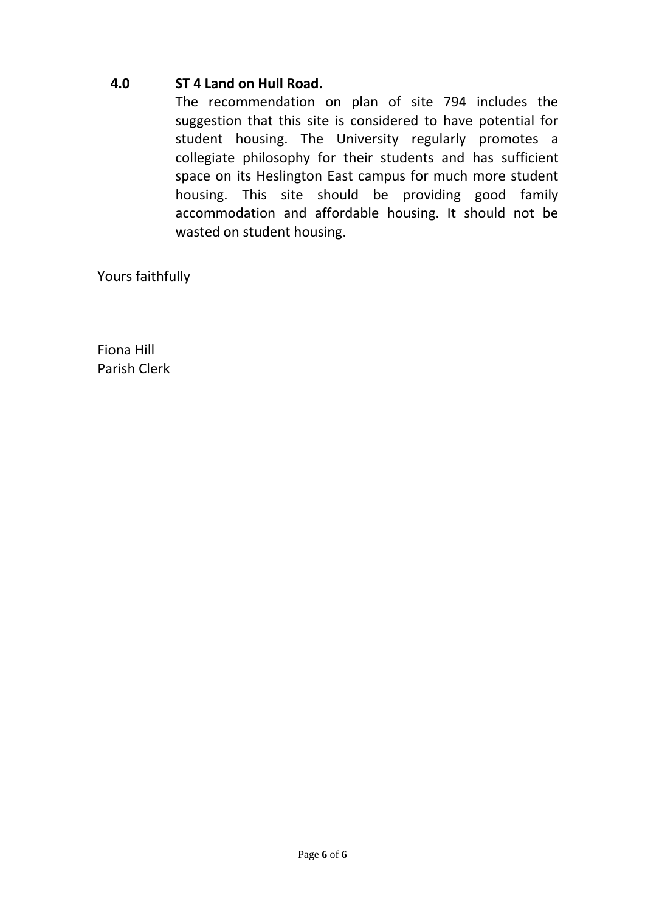**4.0 ST 4 Land on Hull Road.**

The recommendation on plan of site 794 includes the suggestion that this site is considered to have potential for student housing. The University regularly promotes a collegiate philosophy for their students and has sufficient space on its Heslington East campus for much more student housing. This site should be providing good family accommodation and affordable housing. It should not be wasted on student housing.

Yours faithfully

Fiona Hill
Parish Clerk